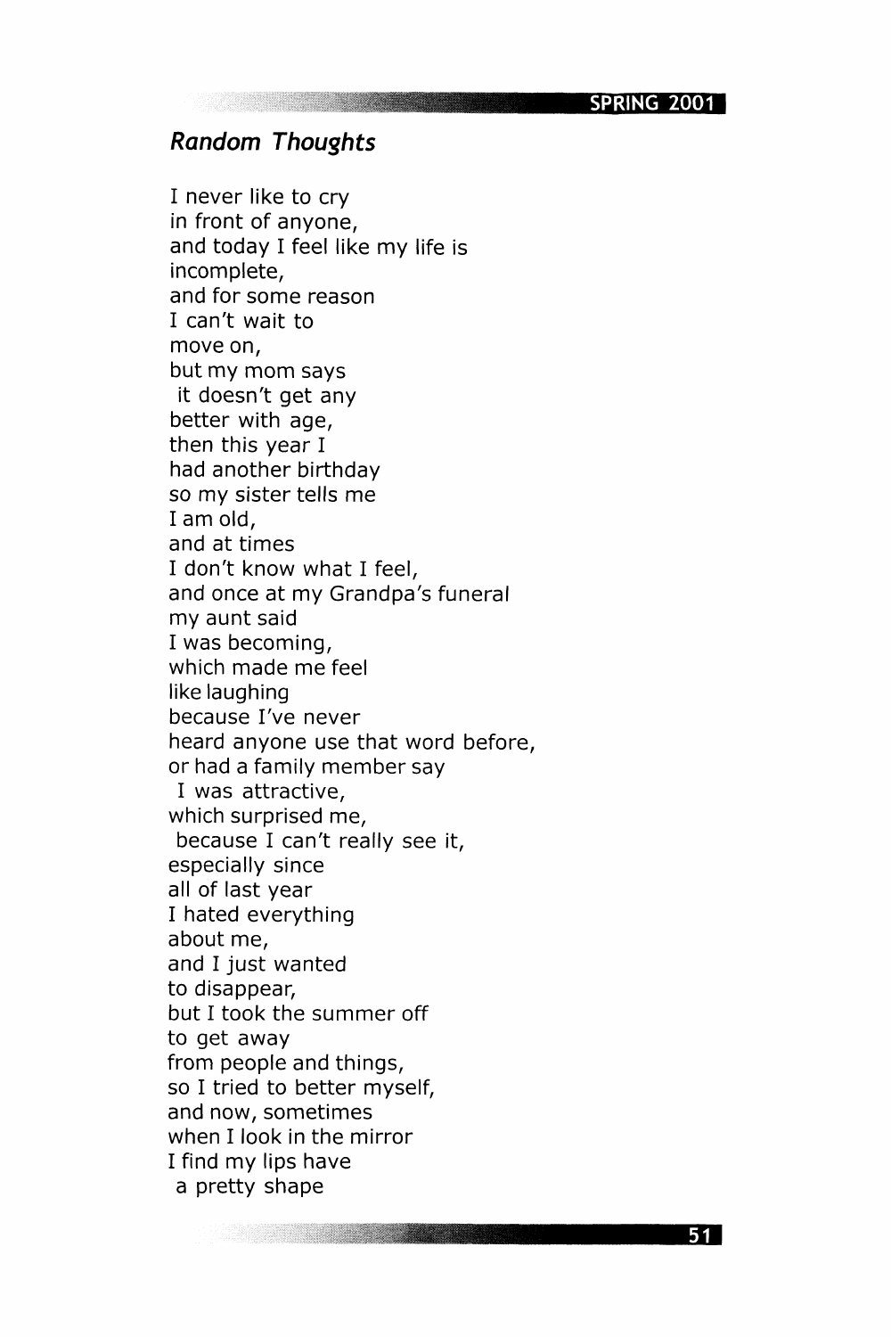## *Random Thoughts*

I never like to cry  
in front of anyone,  
and today I feel like my life is  
incomplete,  
and for some reason  
I can't wait to  
move on,  
but my mom says  
it doesn't get any  
better with age,  
then this year I  
had another birthday  
so my sister tells me  
I am old,  
and at times  
I don't know what I feel,  
and once at my Grandpa's funeral  
my aunt said  
I was becoming,  
which made me feel  
like laughing  
because I've never  
heard anyone use that word before,  
or had a family member say  
I was attractive,  
which surprised me,  
because I can't really see it,  
especially since  
all of last year  
I hated everything  
about me,  
and I just wanted  
to disappear,  
but I took the summer off  
to get away  
from people and things,  
so I tried to better myself,  
and now, sometimes  
when I look in the mirror  
I find my lips have  
a pretty shape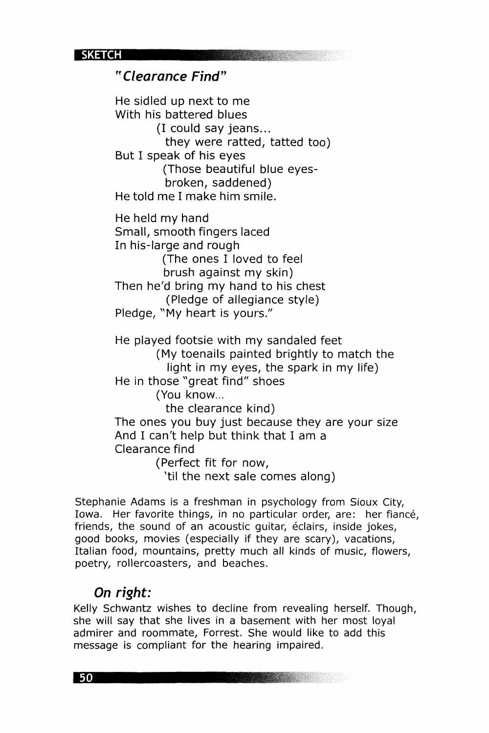## "*Clearance Find*"

He sidled up next to me
With his battered blues
(I could say jeans...
they were ratted, tatted too)
But I speak of his eyes
(Those beautiful blue eyes-
broken, saddened)
He told me I make him smile.

He held my hand
Small, smooth fingers laced
In his-large and rough
(The ones I loved to feel
brush against my skin)
Then he'd bring my hand to his chest
(Pledge of allegiance style)
Pledge, "My heart is yours."

He played footsie with my sandaled feet
(My toenails painted brightly to match the
light in my eyes, the spark in my life)
He in those "great find" shoes
(You know...
the clearance kind)
The ones you buy just because they are your size
And I can't help but think that I am a
Clearance find
(Perfect fit for now,
'til the next sale comes along)

Stephanie Adams is a freshman in psychology from Sioux City, Iowa. Her favorite things, in no particular order, are: her fiancé, friends, the sound of an acoustic guitar, éclairs, inside jokes, good books, movies (especially if they are scary), vacations, Italian food, mountains, pretty much all kinds of music, flowers, poetry, rollercoasters, and beaches.

### *On right:*

Kelly Schwantz wishes to decline from revealing herself. Though, she will say that she lives in a basement with her most loyal admirer and roommate, Forrest. She would like to add this message is compliant for the hearing impaired.